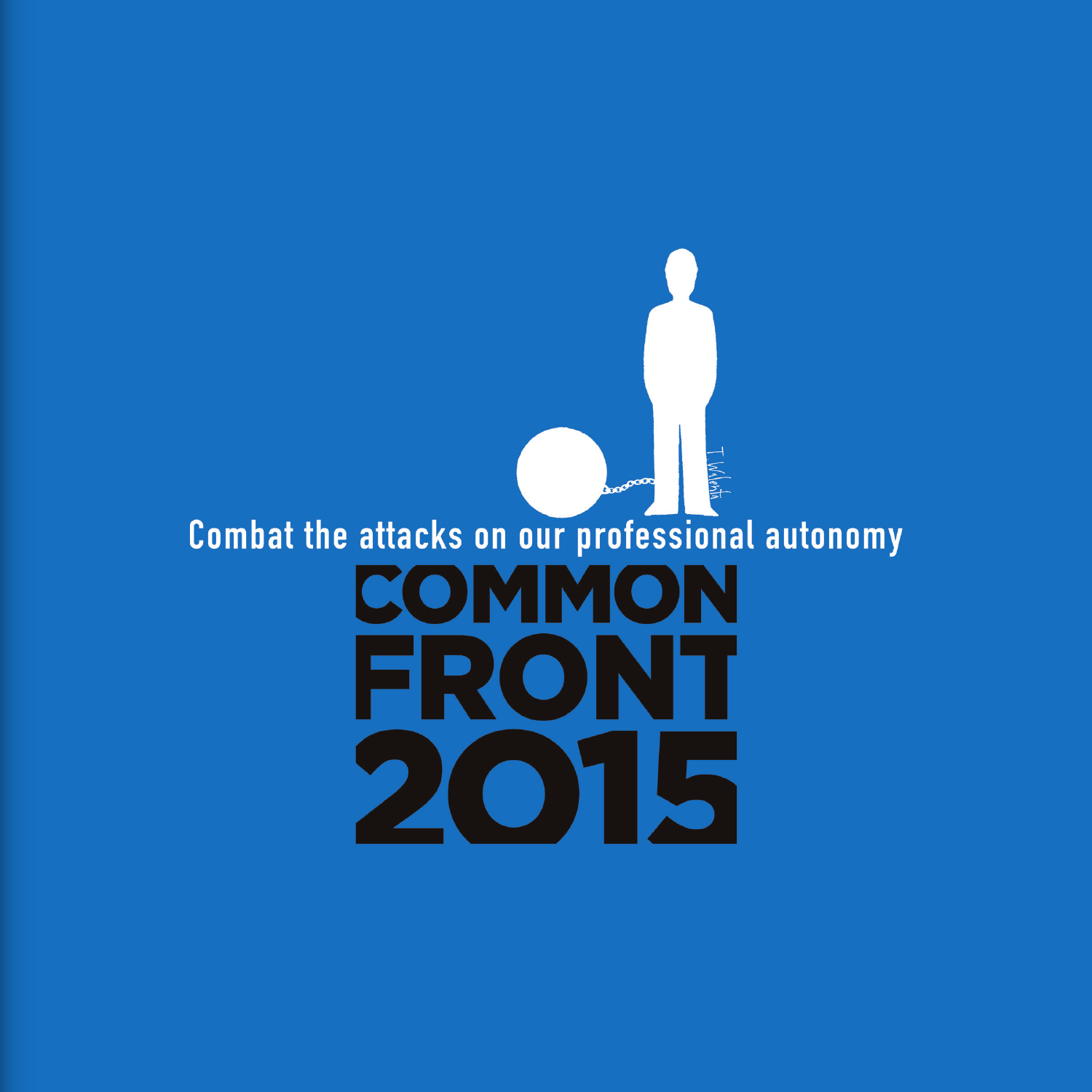Combat the attacks on our professional autonomy

# COMMON FRONT 2015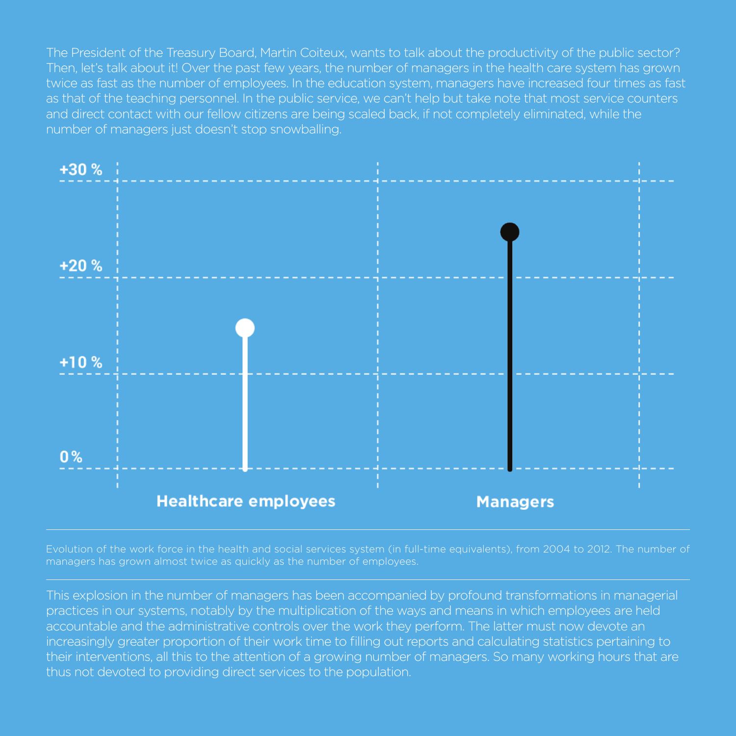The President of the Treasury Board, Martin Coiteux, wants to talk about the productivity of the public sector? Then, let's talk about it! Over the past few years, the number of managers in the health care system has grown twice as fast as the number of employees. In the education system, managers have increased four times as fast as that of the teaching personnel. In the public service, we can't help but take note that most service counters and direct contact with our fellow citizens are being scaled back, if not completely eliminated, while the number of managers just doesn't stop snowballing.

+30 %

+20 %

+10 %

0 %

Healthcare employees

Managers

Evolution of the work force in the health and social services system (in full-time equivalents), from 2004 to 2012. The number of managers has grown almost twice as quickly as the number of employees.

This explosion in the number of managers has been accompanied by profound transformations in managerial practices in our systems, notably by the multiplication of the ways and means in which employees are held accountable and the administrative controls over the work they perform. The latter must now devote an increasingly greater proportion of their work time to filling out reports and calculating statistics pertaining to their interventions, all this to the attention of a growing number of managers. So many working hours that are thus not devoted to providing direct services to the population.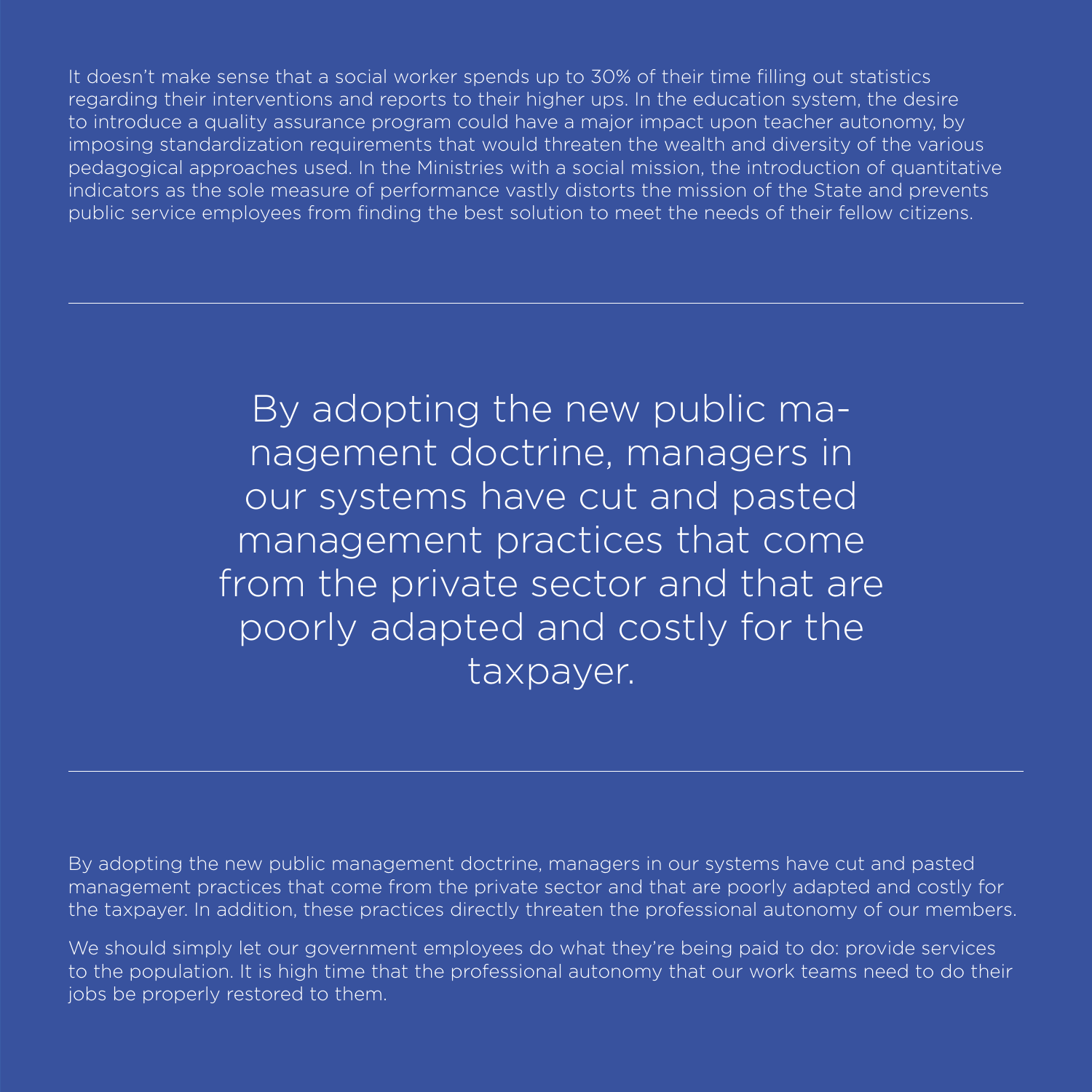It doesn't make sense that a social worker spends up to 30% of their time filling out statistics regarding their interventions and reports to their higher ups. In the education system, the desire to introduce a quality assurance program could have a major impact upon teacher autonomy, by imposing standardization requirements that would threaten the wealth and diversity of the various pedagogical approaches used. In the Ministries with a social mission, the introduction of quantitative indicators as the sole measure of performance vastly distorts the mission of the State and prevents public service employees from finding the best solution to meet the needs of their fellow citizens.

---

> By adopting the new public management doctrine, managers in our systems have cut and pasted management practices that come from the private sector and that are poorly adapted and costly for the taxpayer.

---

By adopting the new public management doctrine, managers in our systems have cut and pasted management practices that come from the private sector and that are poorly adapted and costly for the taxpayer. In addition, these practices directly threaten the professional autonomy of our members.

We should simply let our government employees do what they're being paid to do: provide services to the population. It is high time that the professional autonomy that our work teams need to do their jobs be properly restored to them.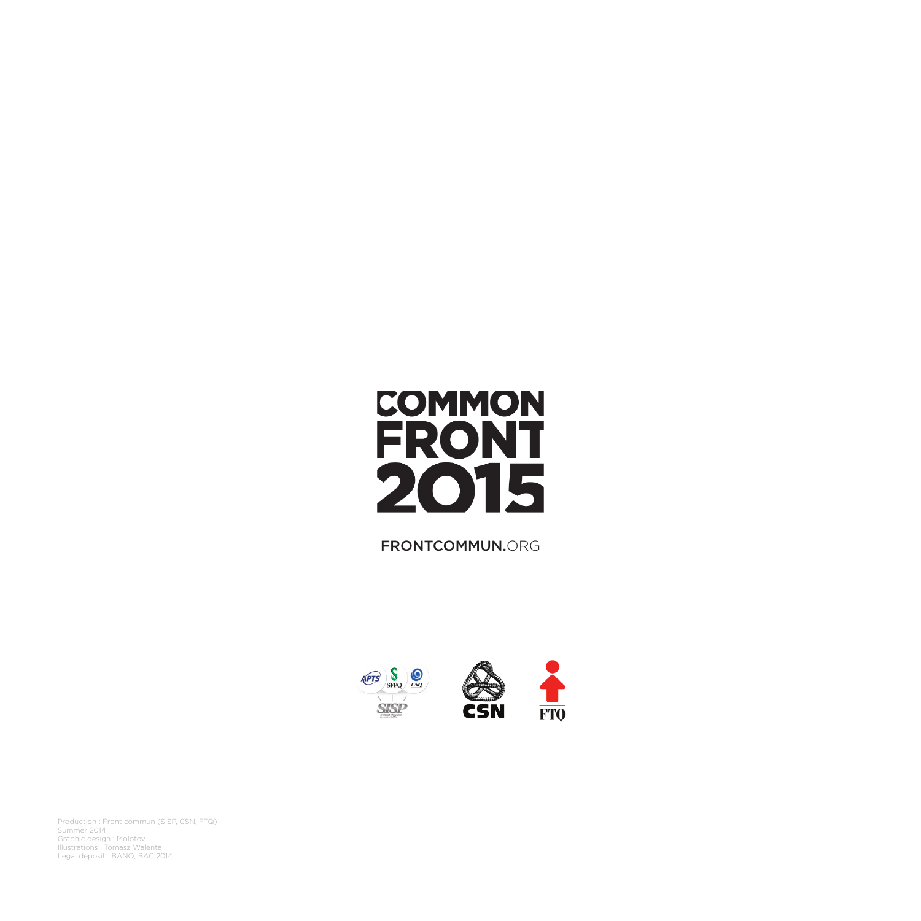# COMMON FRONT 2015

FRONTCOMMUN.ORG

APTS SFPQ CSQ

SISP

CSN

FTQ

Production : Front commun (SISP, CSN, FTQ)
Summer 2014
Graphic design : Molotov
Illustrations : Tomasz Walenta
Legal deposit : BANQ, BAC 2014